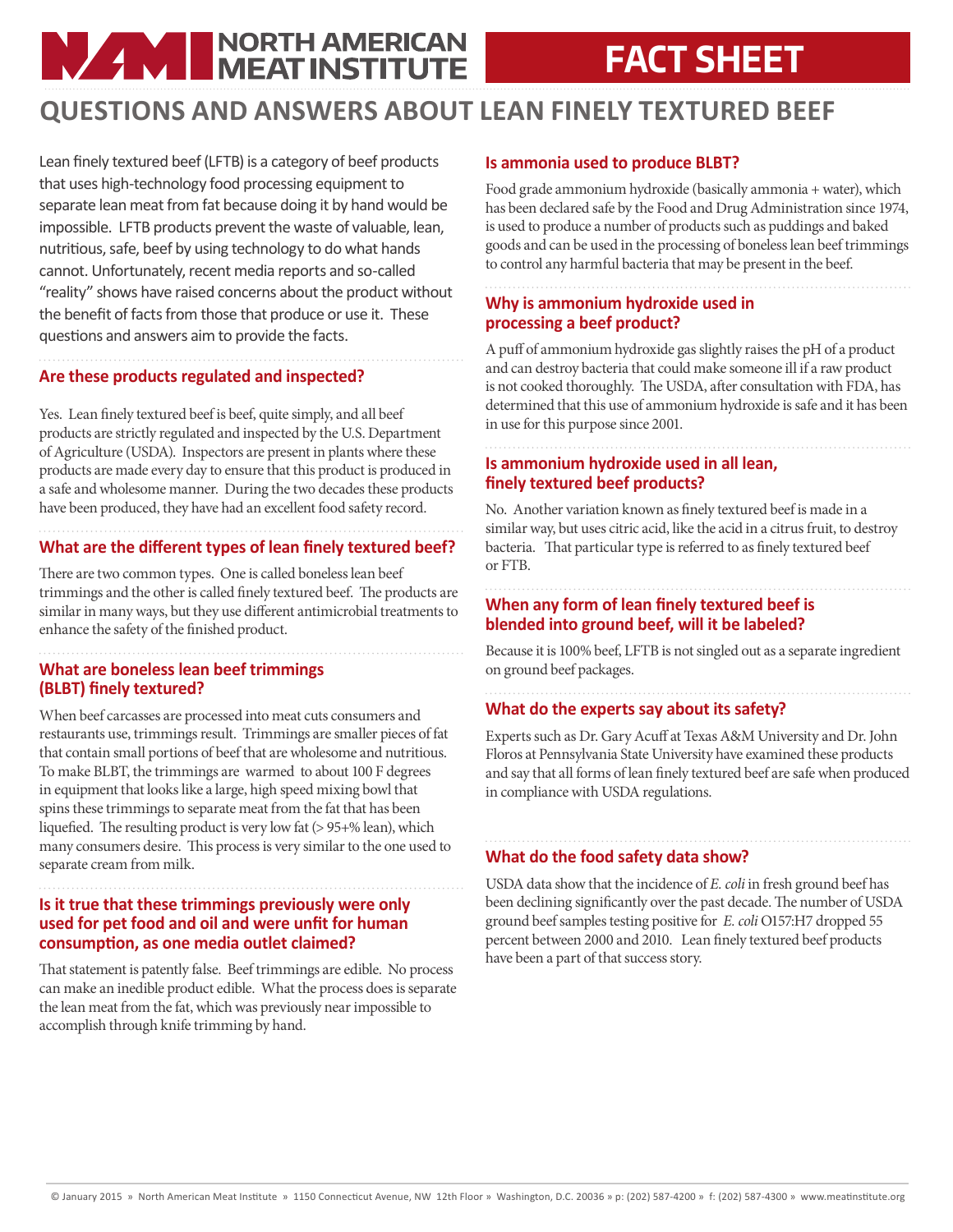# NORTH AMERICAN MEAT INSTITUTE — FACT SHEET

## QUESTIONS AND ANSWERS ABOUT LEAN FINELY TEXTURED BEEF

Lean finely textured beef (LFTB) is a category of beef products that uses high-technology food processing equipment to separate lean meat from fat because doing it by hand would be impossible. LFTB products prevent the waste of valuable, lean, nutritious, safe, beef by using technology to do what hands cannot. Unfortunately, recent media reports and so-called "reality" shows have raised concerns about the product without the benefit of facts from those that produce or use it. These questions and answers aim to provide the facts.

### Are these products regulated and inspected?

Yes. Lean finely textured beef is beef, quite simply, and all beef products are strictly regulated and inspected by the U.S. Department of Agriculture (USDA). Inspectors are present in plants where these products are made every day to ensure that this product is produced in a safe and wholesome manner. During the two decades these products have been produced, they have had an excellent food safety record.

### What are the different types of lean finely textured beef?

There are two common types. One is called boneless lean beef trimmings and the other is called finely textured beef. The products are similar in many ways, but they use different antimicrobial treatments to enhance the safety of the finished product.

### What are boneless lean beef trimmings (BLBT) finely textured?

When beef carcasses are processed into meat cuts consumers and restaurants use, trimmings result. Trimmings are smaller pieces of fat that contain small portions of beef that are wholesome and nutritious. To make BLBT, the trimmings are warmed to about 100 F degrees in equipment that looks like a large, high speed mixing bowl that spins these trimmings to separate meat from the fat that has been liquefied. The resulting product is very low fat (> 95+% lean), which many consumers desire. This process is very similar to the one used to separate cream from milk.

### Is it true that these trimmings previously were only used for pet food and oil and were unfit for human consumption, as one media outlet claimed?

That statement is patently false. Beef trimmings are edible. No process can make an inedible product edible. What the process does is separate the lean meat from the fat, which was previously near impossible to accomplish through knife trimming by hand.

### Is ammonia used to produce BLBT?

Food grade ammonium hydroxide (basically ammonia + water), which has been declared safe by the Food and Drug Administration since 1974, is used to produce a number of products such as puddings and baked goods and can be used in the processing of boneless lean beef trimmings to control any harmful bacteria that may be present in the beef.

### Why is ammonium hydroxide used in processing a beef product?

A puff of ammonium hydroxide gas slightly raises the pH of a product and can destroy bacteria that could make someone ill if a raw product is not cooked thoroughly. The USDA, after consultation with FDA, has determined that this use of ammonium hydroxide is safe and it has been in use for this purpose since 2001.

### Is ammonium hydroxide used in all lean, finely textured beef products?

No. Another variation known as finely textured beef is made in a similar way, but uses citric acid, like the acid in a citrus fruit, to destroy bacteria. That particular type is referred to as finely textured beef or FTB.

### When any form of lean finely textured beef is blended into ground beef, will it be labeled?

Because it is 100% beef, LFTB is not singled out as a separate ingredient on ground beef packages.

### What do the experts say about its safety?

Experts such as Dr. Gary Acuff at Texas A&M University and Dr. John Floros at Pennsylvania State University have examined these products and say that all forms of lean finely textured beef are safe when produced in compliance with USDA regulations.

### What do the food safety data show?

USDA data show that the incidence of *E. coli* in fresh ground beef has been declining significantly over the past decade. The number of USDA ground beef samples testing positive for *E. coli* O157:H7 dropped 55 percent between 2000 and 2010. Lean finely textured beef products have been a part of that success story.

© January 2015 » North American Meat Institute » 1150 Connecticut Avenue, NW 12th Floor » Washington, D.C. 20036 » p: (202) 587-4200 » f: (202) 587-4300 » www.meatinstitute.org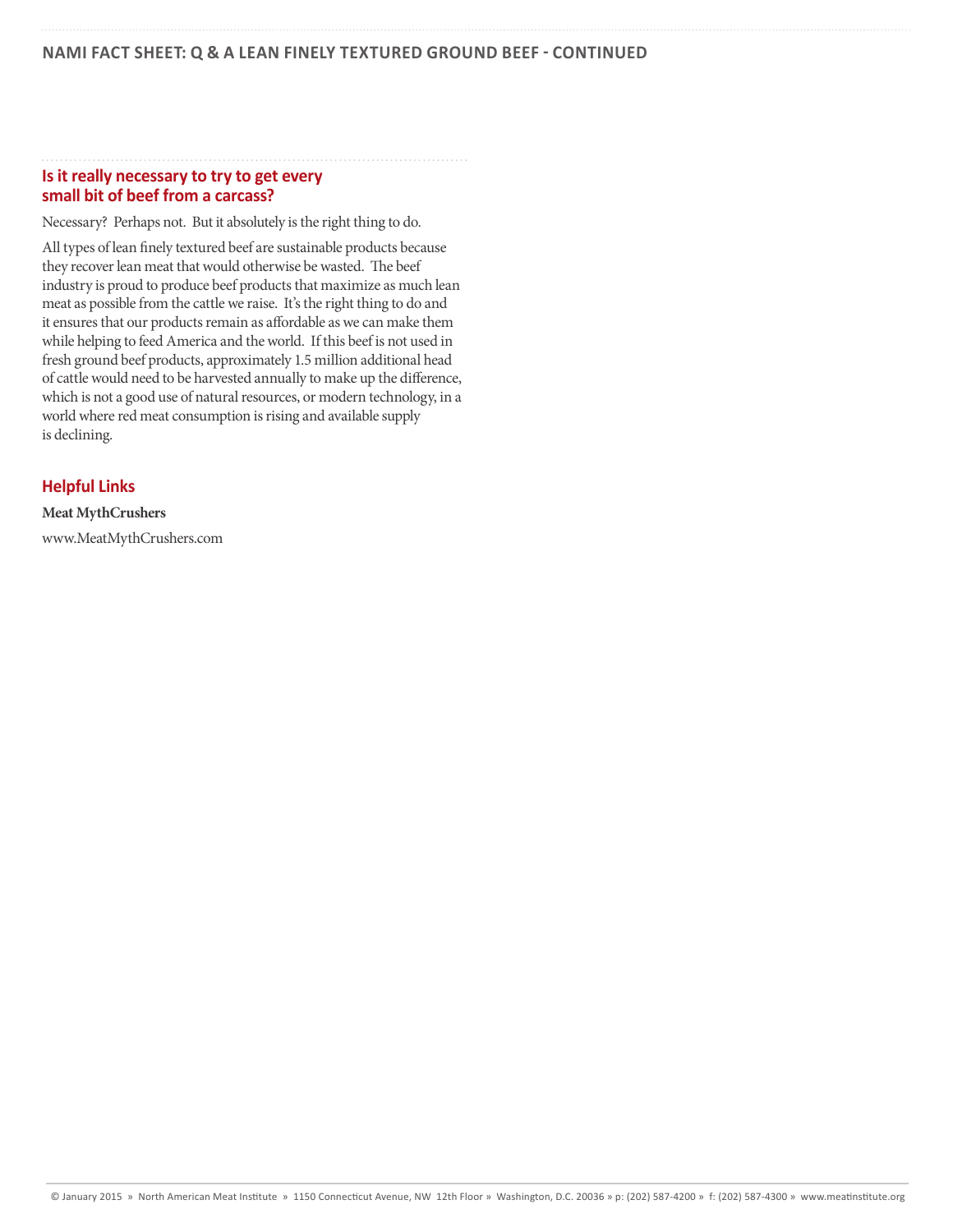## Is it really necessary to try to get every small bit of beef from a carcass?

Necessary? Perhaps not. But it absolutely is the right thing to do.

All types of lean finely textured beef are sustainable products because they recover lean meat that would otherwise be wasted. The beef industry is proud to produce beef products that maximize as much lean meat as possible from the cattle we raise. It's the right thing to do and it ensures that our products remain as affordable as we can make them while helping to feed America and the world. If this beef is not used in fresh ground beef products, approximately 1.5 million additional head of cattle would need to be harvested annually to make up the difference, which is not a good use of natural resources, or modern technology, in a world where red meat consumption is rising and available supply is declining.

## Helpful Links

**Meat MythCrushers**

www.MeatMythCrushers.com